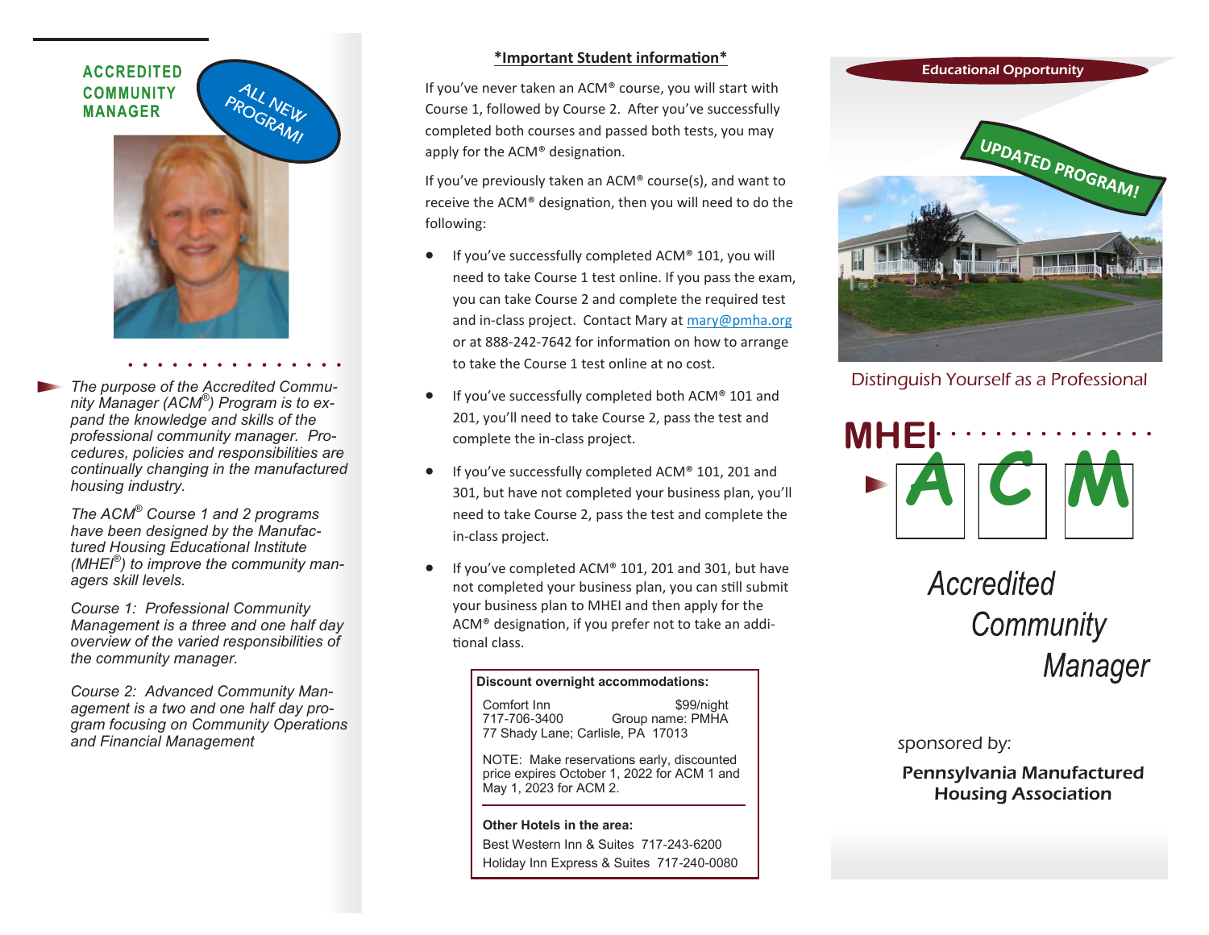**ACCREDITED COMMUNITY MANAGER**

ALL NEW PROGRAM!

*The purpose of the Accredited Community Manager (ACM®) Program is to expand the knowledge and skills of the professional community manager. Procedures, policies and responsibilities are continually changing in the manufactured housing industry.*

*The ACM® Course 1 and 2 programs have been designed by the Manufactured Housing Educational Institute (MHEI®) to improve the community managers skill levels.*

*Course 1: Professional Community Management is a three and one half day overview of the varied responsibilities of the community manager.*

*Course 2: Advanced Community Management is a two and one half day program focusing on Community Operations and Financial Management*

## *Important Student information*

If you've never taken an ACM® course, you will start with Course 1, followed by Course 2. After you've successfully completed both courses and passed both tests, you may apply for the ACM® designation.

If you've previously taken an ACM® course(s), and want to receive the ACM® designation, then you will need to do the following:

- If you've successfully completed ACM® 101, you will need to take Course 1 test online. If you pass the exam, you can take Course 2 and complete the required test and in-class project. Contact Mary at mary@pmha.org or at 888-242-7642 for information on how to arrange to take the Course 1 test online at no cost.
- If you've successfully completed both ACM® 101 and 201, you'll need to take Course 2, pass the test and complete the in-class project.
- If you've successfully completed ACM® 101, 201 and 301, but have not completed your business plan, you'll need to take Course 2, pass the test and complete the in-class project.
- If you've completed ACM® 101, 201 and 301, but have not completed your business plan, you can still submit your business plan to MHEI and then apply for the ACM® designation, if you prefer not to take an additional class.

**Discount overnight accommodations:**

Comfort Inn $99/night
717-706-3400 Group name: PMHA
77 Shady Lane; Carlisle, PA 17013

NOTE: Make reservations early, discounted price expires October 1, 2022 for ACM 1 and May 1, 2023 for ACM 2.

**Other Hotels in the area:**

Best Western Inn & Suites 717-243-6200
Holiday Inn Express & Suites 717-240-0080

Educational Opportunity

UPDATED PROGRAM!

Distinguish Yourself as a Professional

**MHEI**

**ACM**

# *Accredited Community Manager*

sponsored by:

**Pennsylvania Manufactured Housing Association**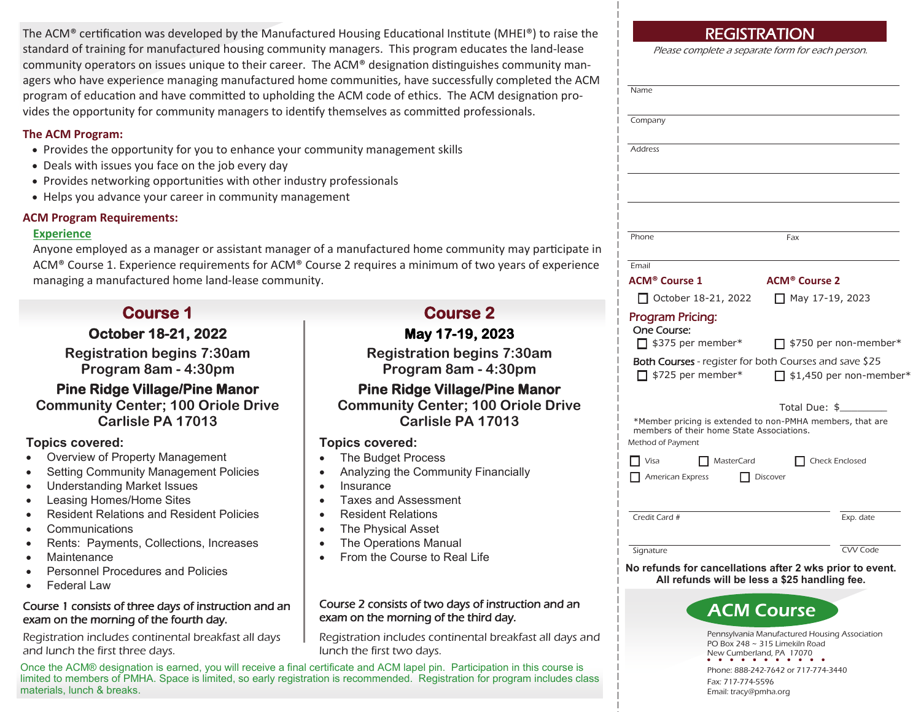The ACM® certification was developed by the Manufactured Housing Educational Institute (MHEI®) to raise the standard of training for manufactured housing community managers. This program educates the land-lease community operators on issues unique to their career. The ACM® designation distinguishes community managers who have experience managing manufactured home communities, have successfully completed the ACM program of education and have committed to upholding the ACM code of ethics. The ACM designation provides the opportunity for community managers to identify themselves as committed professionals.

### The ACM Program:

- Provides the opportunity for you to enhance your community management skills
- Deals with issues you face on the job every day
- Provides networking opportunities with other industry professionals
- Helps you advance your career in community management

### ACM Program Requirements:

**Experience**

Anyone employed as a manager or assistant manager of a manufactured home community may participate in ACM® Course 1. Experience requirements for ACM® Course 2 requires a minimum of two years of experience managing a manufactured home land-lease community.

## Course 1

**October 18-21, 2022**

**Registration begins 7:30am**
**Program 8am - 4:30pm**

**Pine Ridge Village/Pine Manor**
**Community Center; 100 Oriole Drive**
**Carlisle PA 17013**

**Topics covered:**

- Overview of Property Management
- Setting Community Management Policies
- Understanding Market Issues
- Leasing Homes/Home Sites
- Resident Relations and Resident Policies
- Communications
- Rents: Payments, Collections, Increases
- Maintenance
- Personnel Procedures and Policies
- Federal Law

Course 1 consists of three days of instruction and an exam on the morning of the fourth day.

*Registration includes continental breakfast all days and lunch the first three days.*

## Course 2

**May 17-19, 2023**

**Registration begins 7:30am**
**Program 8am - 4:30pm**

**Pine Ridge Village/Pine Manor**
**Community Center; 100 Oriole Drive**
**Carlisle PA 17013**

**Topics covered:**

- The Budget Process
- Analyzing the Community Financially
- Insurance
- Taxes and Assessment
- Resident Relations
- The Physical Asset
- The Operations Manual
- From the Course to Real Life

Course 2 consists of two days of instruction and an exam on the morning of the third day.

*Registration includes continental breakfast all days and lunch the first two days.*

Once the ACM® designation is earned, you will receive a final certificate and ACM lapel pin. Participation in this course is limited to members of PMHA. Space is limited, so early registration is recommended. Registration for program includes class materials, lunch & breaks.

## REGISTRATION

*Please complete a separate form for each person.*

Name ______________________________

Company ______________________________

Address ______________________________

______________________________

Phone ______________ Fax ______________

Email ______________________________

**ACM® Course 1**
☐ October 18-21, 2022

**ACM® Course 2**
☐ May 17-19, 2023

### Program Pricing:

**One Course:**
☐ $375 per member* ☐ $750 per non-member*

**Both Courses** - register for both Courses and save $25
☐ $725 per member* ☐ $1,450 per non-member*

Total Due: $________

*Member pricing is extended to non-PMHA members, that are members of their home State Associations.

Method of Payment

☐ Visa ☐ MasterCard ☐ Check Enclosed
☐ American Express ☐ Discover

Credit Card # ______________________ Exp. date ________

Signature ______________________ CVV Code ________

**No refunds for cancellations after 2 wks prior to event. All refunds will be less a $25 handling fee.**

## ACM Course

Pennsylvania Manufactured Housing Association
PO Box 248 ~ 315 Limekiln Road
New Cumberland, PA 17070

Phone: 888-242-7642 or 717-774-3440
Fax: 717-774-5596
Email: tracy@pmha.org